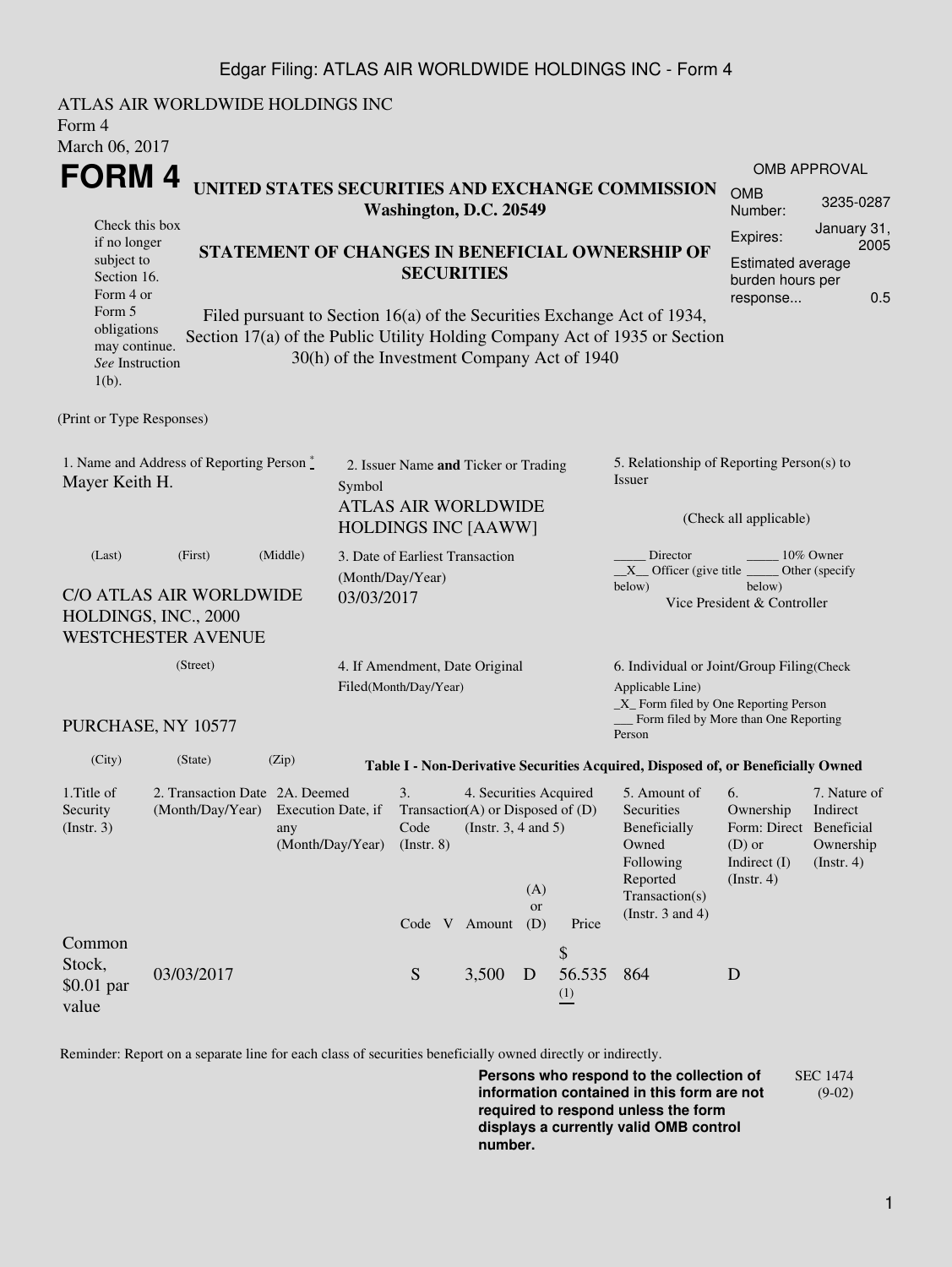ATLAS AIR WORLDWIDE HOLDINGS INC
Form 4
March 06, 2017

# FORM 4

**UNITED STATES SECURITIES AND EXCHANGE COMMISSION**
**Washington, D.C. 20549**

Check this box if no longer subject to Section 16. Form 4 or Form 5 obligations may continue. *See* Instruction 1(b).

**STATEMENT OF CHANGES IN BENEFICIAL OWNERSHIP OF SECURITIES**

Filed pursuant to Section 16(a) of the Securities Exchange Act of 1934, Section 17(a) of the Public Utility Holding Company Act of 1935 or Section 30(h) of the Investment Company Act of 1940

| OMB APPROVAL | |
|---|---|
| OMB Number: | 3235-0287 |
| Expires: | January 31, 2005 |
| Estimated average burden hours per response... | 0.5 |

(Print or Type Responses)

1. Name and Address of Reporting Person *
Mayer Keith H.
(Last) (First) (Middle)
C/O ATLAS AIR WORLDWIDE HOLDINGS, INC., 2000 WESTCHESTER AVENUE
(Street)
PURCHASE, NY 10577
(City) (State) (Zip)

2. Issuer Name **and** Ticker or Trading Symbol
ATLAS AIR WORLDWIDE HOLDINGS INC [AAWW]

3. Date of Earliest Transaction (Month/Day/Year)
03/03/2017

4. If Amendment, Date Original Filed(Month/Day/Year)

5. Relationship of Reporting Person(s) to Issuer
(Check all applicable)
_____ Director _____ 10% Owner
__X__ Officer (give title below) _____ Other (specify below)
Vice President & Controller

6. Individual or Joint/Group Filing(Check Applicable Line)
_X_ Form filed by One Reporting Person
___ Form filed by More than One Reporting Person

**Table I - Non-Derivative Securities Acquired, Disposed of, or Beneficially Owned**

| 1.Title of Security (Instr. 3) | 2. Transaction Date (Month/Day/Year) | 2A. Deemed Execution Date, if any (Month/Day/Year) | 3. Transaction Code (Instr. 8) | | 4. Securities Acquired (A) or Disposed of (D) (Instr. 3, 4 and 5) | | | 5. Amount of Securities Beneficially Owned Following Reported Transaction(s) (Instr. 3 and 4) | 6. Ownership Form: Direct (D) or Indirect (I) (Instr. 4) | 7. Nature of Indirect Beneficial Ownership (Instr. 4) |
|---|---|---|---|---|---|---|---|---|---|---|
| | | | Code | V | Amount | (A) or (D) | Price | | | |
| Common Stock, $0.01 par value | 03/03/2017 | | S | | 3,500 | D | $ 56.535 (1) | 864 | D | |

Reminder: Report on a separate line for each class of securities beneficially owned directly or indirectly.

**Persons who respond to the collection of information contained in this form are not required to respond unless the form displays a currently valid OMB control number.**

SEC 1474 (9-02)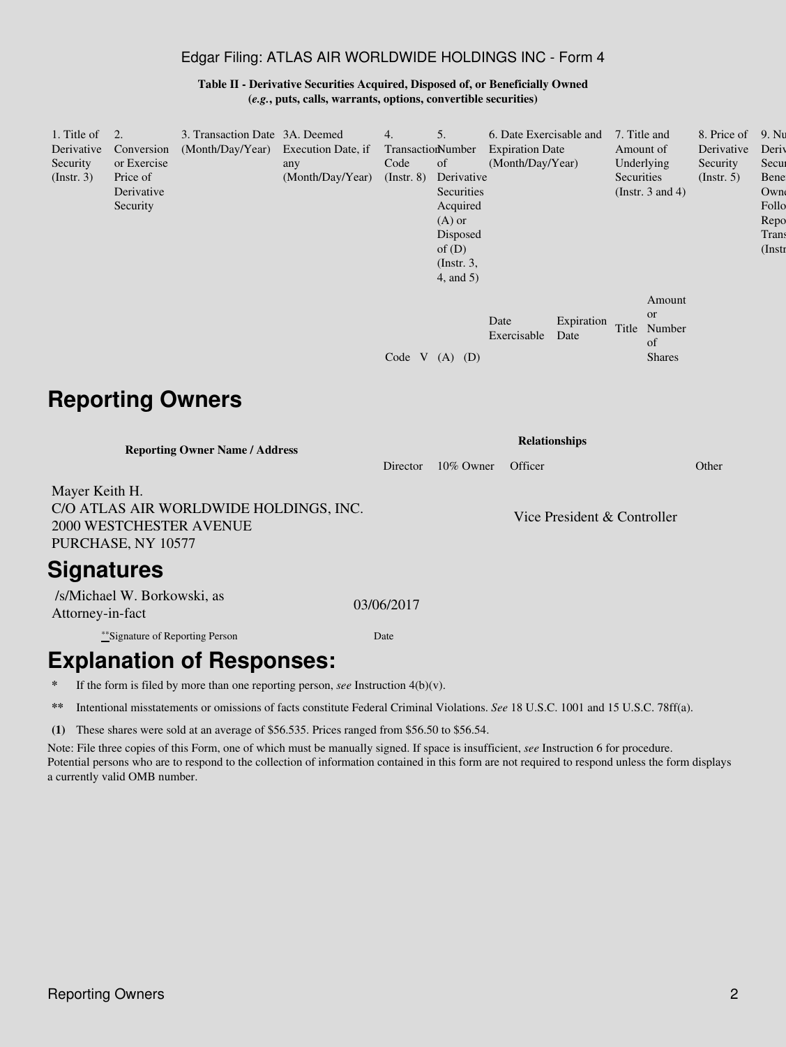**Table II - Derivative Securities Acquired, Disposed of, or Beneficially Owned**
**(*e.g.*, puts, calls, warrants, options, convertible securities)**

| 1. Title of Derivative Security (Instr. 3) | 2. Conversion or Exercise Price of Derivative Security | 3. Transaction Date (Month/Day/Year) | 3A. Deemed Execution Date, if any (Month/Day/Year) | 4. Transaction Code (Instr. 8) | | 5. Number of Derivative Securities Acquired (A) or Disposed of (D) (Instr. 3, 4, and 5) | | 6. Date Exercisable and Expiration Date (Month/Day/Year) | | 7. Title and Amount of Underlying Securities (Instr. 3 and 4) | | 8. Price of Derivative Security (Instr. 5) | 9. Nu Deriv Secur Bene Owne Follo Repo Trans (Instr |
|---|---|---|---|---|---|---|---|---|---|---|---|---|---|
| | | | | Code | V | (A) | (D) | Date Exercisable | Expiration Date | Title | Amount or Number of Shares | | |

# Reporting Owners

| Reporting Owner Name / Address | Relationships | | | |
|---|---|---|---|---|
| | Director | 10% Owner | Officer | Other |
| Mayer Keith H.<br>C/O ATLAS AIR WORLDWIDE HOLDINGS, INC.<br>2000 WESTCHESTER AVENUE<br>PURCHASE, NY 10577 | | | Vice President & Controller | |

# Signatures

| | |
|---|---|
| /s/Michael W. Borkowski, as Attorney-in-fact | 03/06/2017 |
| **Signature of Reporting Person | Date |

# Explanation of Responses:

\* If the form is filed by more than one reporting person, *see* Instruction 4(b)(v).

** Intentional misstatements or omissions of facts constitute Federal Criminal Violations. *See* 18 U.S.C. 1001 and 15 U.S.C. 78ff(a).

**(1)** These shares were sold at an average of $56.535. Prices ranged from $56.50 to $56.54.

Note: File three copies of this Form, one of which must be manually signed. If space is insufficient, *see* Instruction 6 for procedure.
Potential persons who are to respond to the collection of information contained in this form are not required to respond unless the form displays a currently valid OMB number.